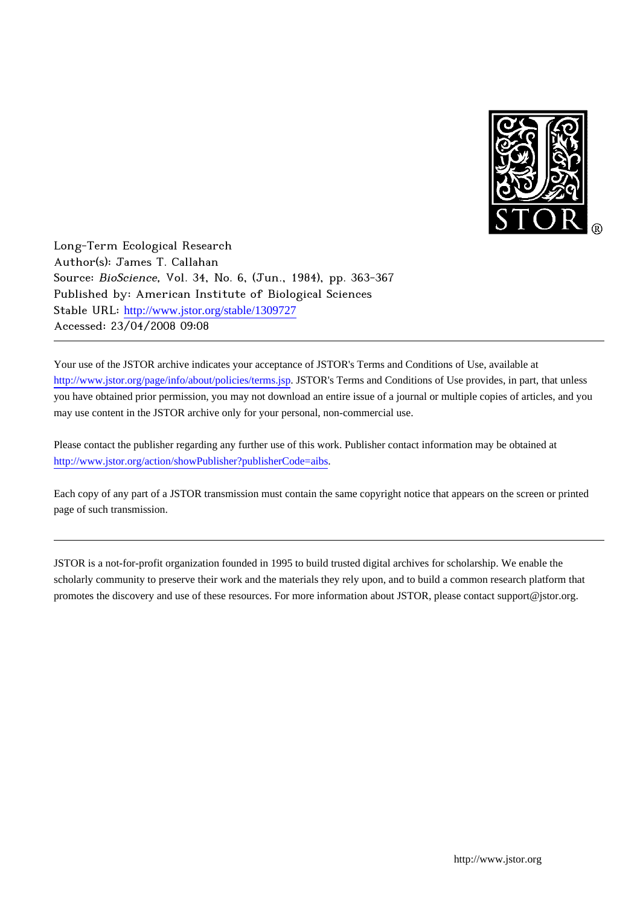Long-Term Ecological Research
Author(s): James T. Callahan
Source: *BioScience*, Vol. 34, No. 6, (Jun., 1984), pp. 363-367
Published by: American Institute of Biological Sciences
Stable URL: http://www.jstor.org/stable/1309727
Accessed: 23/04/2008 09:08

---

Your use of the JSTOR archive indicates your acceptance of JSTOR's Terms and Conditions of Use, available at http://www.jstor.org/page/info/about/policies/terms.jsp. JSTOR's Terms and Conditions of Use provides, in part, that unless you have obtained prior permission, you may not download an entire issue of a journal or multiple copies of articles, and you may use content in the JSTOR archive only for your personal, non-commercial use.

Please contact the publisher regarding any further use of this work. Publisher contact information may be obtained at http://www.jstor.org/action/showPublisher?publisherCode=aibs.

Each copy of any part of a JSTOR transmission must contain the same copyright notice that appears on the screen or printed page of such transmission.

---

JSTOR is a not-for-profit organization founded in 1995 to build trusted digital archives for scholarship. We enable the scholarly community to preserve their work and the materials they rely upon, and to build a common research platform that promotes the discovery and use of these resources. For more information about JSTOR, please contact support@jstor.org.

http://www.jstor.org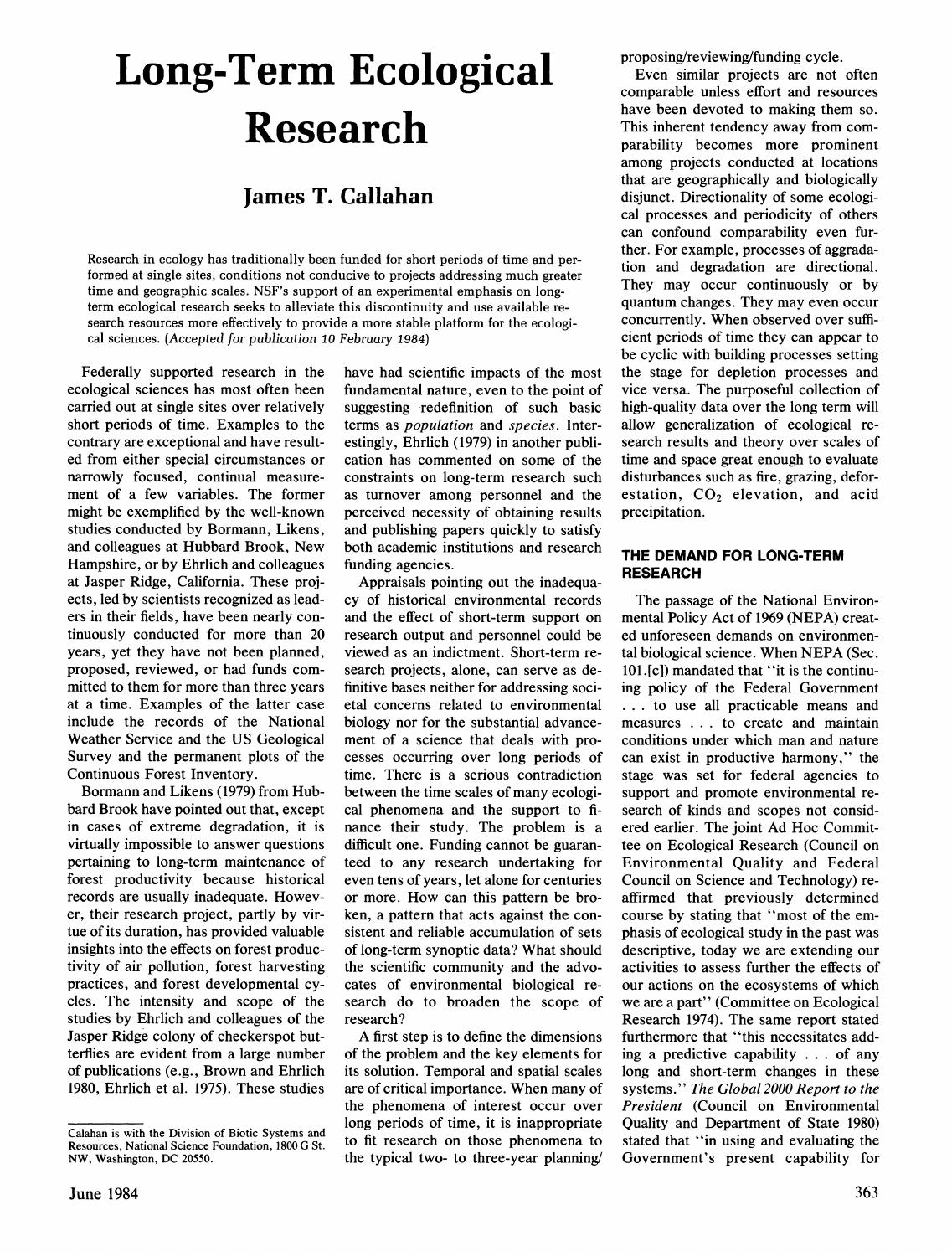# Long-Term Ecological Research

## James T. Callahan

Research in ecology has traditionally been funded for short periods of time and performed at single sites, conditions not conducive to projects addressing much greater time and geographic scales. NSF's support of an experimental emphasis on long-term ecological research seeks to alleviate this discontinuity and use available research resources more effectively to provide a more stable platform for the ecological sciences. *(Accepted for publication 10 February 1984)*

Federally supported research in the ecological sciences has most often been carried out at single sites over relatively short periods of time. Examples to the contrary are exceptional and have resulted from either special circumstances or narrowly focused, continual measurement of a few variables. The former might be exemplified by the well-known studies conducted by Bormann, Likens, and colleagues at Hubbard Brook, New Hampshire, or by Ehrlich and colleagues at Jasper Ridge, California. These projects, led by scientists recognized as leaders in their fields, have been nearly continuously conducted for more than 20 years, yet they have not been planned, proposed, reviewed, or had funds committed to them for more than three years at a time. Examples of the latter case include the records of the National Weather Service and the US Geological Survey and the permanent plots of the Continuous Forest Inventory.

Bormann and Likens (1979) from Hubbard Brook have pointed out that, except in cases of extreme degradation, it is virtually impossible to answer questions pertaining to long-term maintenance of forest productivity because historical records are usually inadequate. However, their research project, partly by virtue of its duration, has provided valuable insights into the effects on forest productivity of air pollution, forest harvesting practices, and forest developmental cycles. The intensity and scope of the studies by Ehrlich and colleagues of the Jasper Ridge colony of checkerspot butterflies are evident from a large number of publications (e.g., Brown and Ehrlich 1980, Ehrlich et al. 1975). These studies have had scientific impacts of the most fundamental nature, even to the point of suggesting redefinition of such basic terms as *population* and *species*. Interestingly, Ehrlich (1979) in another publication has commented on some of the constraints on long-term research such as turnover among personnel and the perceived necessity of obtaining results and publishing papers quickly to satisfy both academic institutions and research funding agencies.

Appraisals pointing out the inadequacy of historical environmental records and the effect of short-term support on research output and personnel could be viewed as an indictment. Short-term research projects, alone, can serve as definitive bases neither for addressing societal concerns related to environmental biology nor for the substantial advancement of a science that deals with processes occurring over long periods of time. There is a serious contradiction between the time scales of many ecological phenomena and the support to finance their study. The problem is a difficult one. Funding cannot be guaranteed to any research undertaking for even tens of years, let alone for centuries or more. How can this pattern be broken, a pattern that acts against the consistent and reliable accumulation of sets of long-term synoptic data? What should the scientific community and the advocates of environmental biological research do to broaden the scope of research?

A first step is to define the dimensions of the problem and the key elements for its solution. Temporal and spatial scales are of critical importance. When many of the phenomena of interest occur over long periods of time, it is inappropriate to fit research on those phenomena to the typical two- to three-year planning/proposing/reviewing/funding cycle.

Even similar projects are not often comparable unless effort and resources have been devoted to making them so. This inherent tendency away from comparability becomes more prominent among projects conducted at locations that are geographically and biologically disjunct. Directionality of some ecological processes and periodicity of others can confound comparability even further. For example, processes of aggradation and degradation are directional. They may occur continuously or by quantum changes. They may even occur concurrently. When observed over sufficient periods of time they can appear to be cyclic with building processes setting the stage for depletion processes and vice versa. The purposeful collection of high-quality data over the long term will allow generalization of ecological research results and theory over scales of time and space great enough to evaluate disturbances such as fire, grazing, deforestation, $CO_2$ elevation, and acid precipitation.

### THE DEMAND FOR LONG-TERM RESEARCH

The passage of the National Environmental Policy Act of 1969 (NEPA) created unforeseen demands on environmental biological science. When NEPA (Sec. 101.[c]) mandated that "it is the continuing policy of the Federal Government . . . to use all practicable means and measures . . . to create and maintain conditions under which man and nature can exist in productive harmony," the stage was set for federal agencies to support and promote environmental research of kinds and scopes not considered earlier. The joint Ad Hoc Committee on Ecological Research (Council on Environmental Quality and Federal Council on Science and Technology) reaffirmed that previously determined course by stating that "most of the emphasis of ecological study in the past was descriptive, today we are extending our activities to assess further the effects of our actions on the ecosystems of which we are a part" (Committee on Ecological Research 1974). The same report stated furthermore that "this necessitates adding a predictive capability . . . of any long and short-term changes in these systems." *The Global 2000 Report to the President* (Council on Environmental Quality and Department of State 1980) stated that "in using and evaluating the Government's present capability for

Calahan is with the Division of Biotic Systems and Resources, National Science Foundation, 1800 G St. NW, Washington, DC 20550.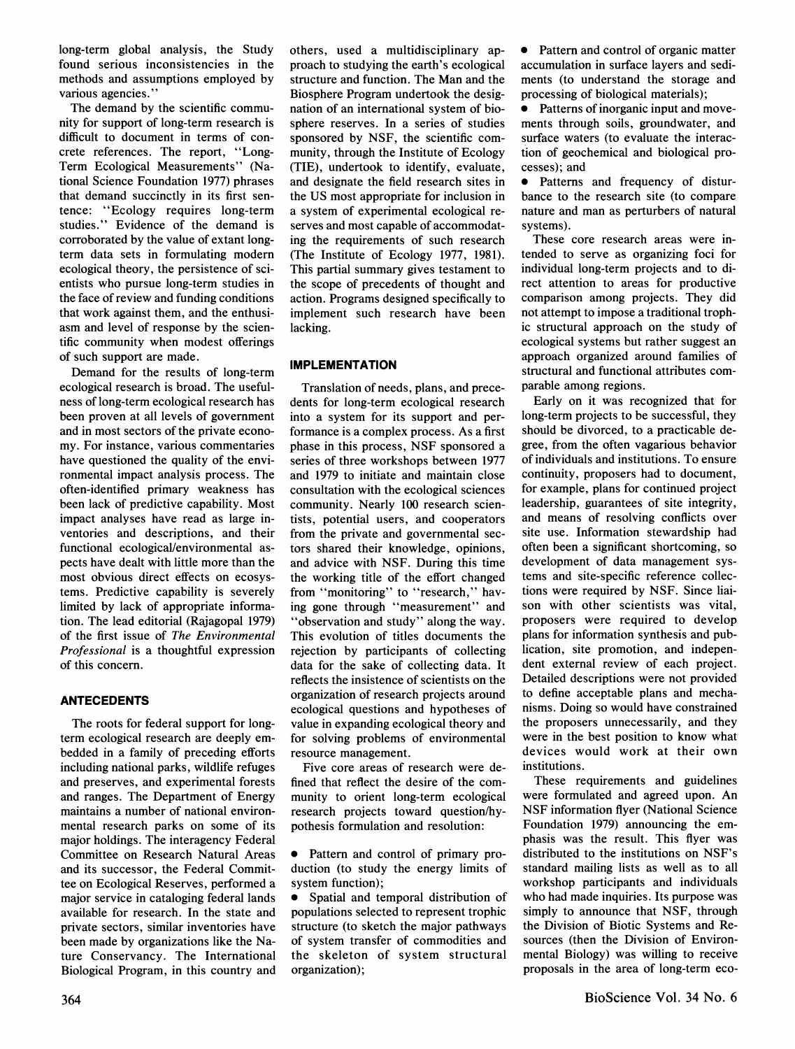long-term global analysis, the Study found serious inconsistencies in the methods and assumptions employed by various agencies."

The demand by the scientific community for support of long-term research is difficult to document in terms of concrete references. The report, "Long-Term Ecological Measurements" (National Science Foundation 1977) phrases that demand succinctly in its first sentence: "Ecology requires long-term studies." Evidence of the demand is corroborated by the value of extant long-term data sets in formulating modern ecological theory, the persistence of scientists who pursue long-term studies in the face of review and funding conditions that work against them, and the enthusiasm and level of response by the scientific community when modest offerings of such support are made.

Demand for the results of long-term ecological research is broad. The usefulness of long-term ecological research has been proven at all levels of government and in most sectors of the private economy. For instance, various commentaries have questioned the quality of the environmental impact analysis process. The often-identified primary weakness has been lack of predictive capability. Most impact analyses have read as large inventories and descriptions, and their functional ecological/environmental aspects have dealt with little more than the most obvious direct effects on ecosystems. Predictive capability is severely limited by lack of appropriate information. The lead editorial (Rajagopal 1979) of the first issue of *The Environmental Professional* is a thoughtful expression of this concern.

## ANTECEDENTS

The roots for federal support for long-term ecological research are deeply embedded in a family of preceding efforts including national parks, wildlife refuges and preserves, and experimental forests and ranges. The Department of Energy maintains a number of national environmental research parks on some of its major holdings. The interagency Federal Committee on Research Natural Areas and its successor, the Federal Committee on Ecological Reserves, performed a major service in cataloging federal lands available for research. In the state and private sectors, similar inventories have been made by organizations like the Nature Conservancy. The International Biological Program, in this country and others, used a multidisciplinary approach to studying the earth's ecological structure and function. The Man and the Biosphere Program undertook the designation of an international system of biosphere reserves. In a series of studies sponsored by NSF, the scientific community, through the Institute of Ecology (TIE), undertook to identify, evaluate, and designate the field research sites in the US most appropriate for inclusion in a system of experimental ecological reserves and most capable of accommodating the requirements of such research (The Institute of Ecology 1977, 1981). This partial summary gives testament to the scope of precedents of thought and action. Programs designed specifically to implement such research have been lacking.

## IMPLEMENTATION

Translation of needs, plans, and precedents for long-term ecological research into a system for its support and performance is a complex process. As a first phase in this process, NSF sponsored a series of three workshops between 1977 and 1979 to initiate and maintain close consultation with the ecological sciences community. Nearly 100 research scientists, potential users, and cooperators from the private and governmental sectors shared their knowledge, opinions, and advice with NSF. During this time the working title of the effort changed from "monitoring" to "research," having gone through "measurement" and "observation and study" along the way. This evolution of titles documents the rejection by participants of collecting data for the sake of collecting data. It reflects the insistence of scientists on the organization of research projects around ecological questions and hypotheses of value in expanding ecological theory and for solving problems of environmental resource management.

Five core areas of research were defined that reflect the desire of the community to orient long-term ecological research projects toward question/hypothesis formulation and resolution:

- Pattern and control of primary production (to study the energy limits of system function);
- Spatial and temporal distribution of populations selected to represent trophic structure (to sketch the major pathways of system transfer of commodities and the skeleton of system structural organization);
- Pattern and control of organic matter accumulation in surface layers and sediments (to understand the storage and processing of biological materials);
- Patterns of inorganic input and movements through soils, groundwater, and surface waters (to evaluate the interaction of geochemical and biological processes); and
- Patterns and frequency of disturbance to the research site (to compare nature and man as perturbers of natural systems).

These core research areas were intended to serve as organizing foci for individual long-term projects and to direct attention to areas for productive comparison among projects. They did not attempt to impose a traditional trophic structural approach on the study of ecological systems but rather suggest an approach organized around families of structural and functional attributes comparable among regions.

Early on it was recognized that for long-term projects to be successful, they should be divorced, to a practicable degree, from the often vagarious behavior of individuals and institutions. To ensure continuity, proposers had to document, for example, plans for continued project leadership, guarantees of site integrity, and means of resolving conflicts over site use. Information stewardship had often been a significant shortcoming, so development of data management systems and site-specific reference collections were required by NSF. Since liaison with other scientists was vital, proposers were required to develop plans for information synthesis and publication, site promotion, and independent external review of each project. Detailed descriptions were not provided to define acceptable plans and mechanisms. Doing so would have constrained the proposers unnecessarily, and they were in the best position to know what devices would work at their own institutions.

These requirements and guidelines were formulated and agreed upon. An NSF information flyer (National Science Foundation 1979) announcing the emphasis was the result. This flyer was distributed to the institutions on NSF's standard mailing lists as well as to all workshop participants and individuals who had made inquiries. Its purpose was simply to announce that NSF, through the Division of Biotic Systems and Resources (then the Division of Environmental Biology) was willing to receive proposals in the area of long-term eco-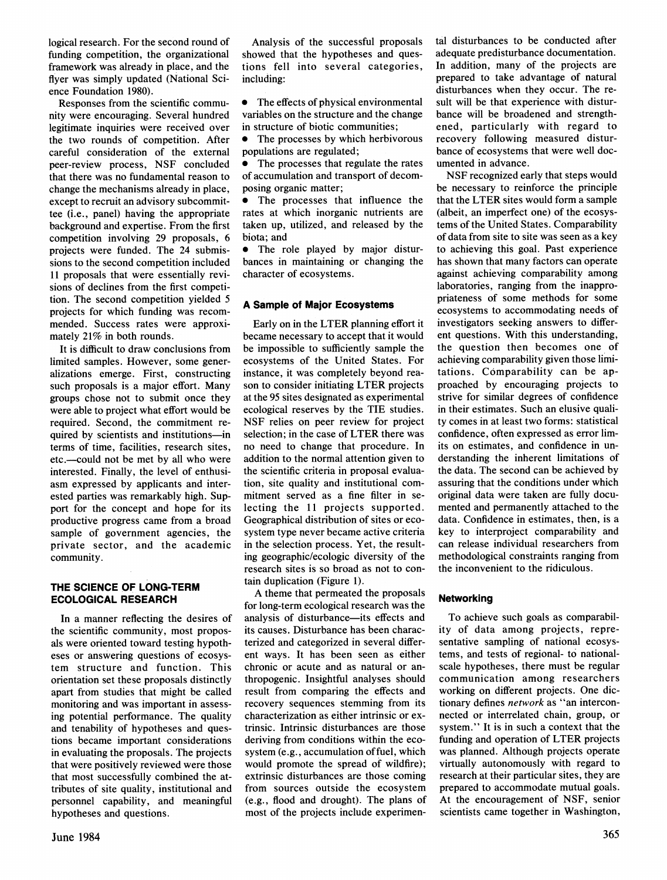logical research. For the second round of funding competition, the organizational framework was already in place, and the flyer was simply updated (National Science Foundation 1980).

Responses from the scientific community were encouraging. Several hundred legitimate inquiries were received over the two rounds of competition. After careful consideration of the external peer-review process, NSF concluded that there was no fundamental reason to change the mechanisms already in place, except to recruit an advisory subcommittee (i.e., panel) having the appropriate background and expertise. From the first competition involving 29 proposals, 6 projects were funded. The 24 submissions to the second competition included 11 proposals that were essentially revisions of declines from the first competition. The second competition yielded 5 projects for which funding was recommended. Success rates were approximately 21% in both rounds.

It is difficult to draw conclusions from limited samples. However, some generalizations emerge. First, constructing such proposals is a major effort. Many groups chose not to submit once they were able to project what effort would be required. Second, the commitment required by scientists and institutions—in terms of time, facilities, research sites, etc.—could not be met by all who were interested. Finally, the level of enthusiasm expressed by applicants and interested parties was remarkably high. Support for the concept and hope for its productive progress came from a broad sample of government agencies, the private sector, and the academic community.

## THE SCIENCE OF LONG-TERM ECOLOGICAL RESEARCH

In a manner reflecting the desires of the scientific community, most proposals were oriented toward testing hypotheses or answering questions of ecosystem structure and function. This orientation set these proposals distinctly apart from studies that might be called monitoring and was important in assessing potential performance. The quality and tenability of hypotheses and questions became important considerations in evaluating the proposals. The projects that were positively reviewed were those that most successfully combined the attributes of site quality, institutional and personnel capability, and meaningful hypotheses and questions.

Analysis of the successful proposals showed that the hypotheses and questions fell into several categories, including:

- The effects of physical environmental variables on the structure and the change in structure of biotic communities;
- The processes by which herbivorous populations are regulated;
- The processes that regulate the rates of accumulation and transport of decomposing organic matter;
- The processes that influence the rates at which inorganic nutrients are taken up, utilized, and released by the biota; and
- The role played by major disturbances in maintaining or changing the character of ecosystems.

### A Sample of Major Ecosystems

Early on in the LTER planning effort it became necessary to accept that it would be impossible to sufficiently sample the ecosystems of the United States. For instance, it was completely beyond reason to consider initiating LTER projects at the 95 sites designated as experimental ecological reserves by the TIE studies. NSF relies on peer review for project selection; in the case of LTER there was no need to change that procedure. In addition to the normal attention given to the scientific criteria in proposal evaluation, site quality and institutional commitment served as a fine filter in selecting the 11 projects supported. Geographical distribution of sites or ecosystem type never became active criteria in the selection process. Yet, the resulting geographic/ecologic diversity of the research sites is so broad as not to contain duplication (Figure 1).

A theme that permeated the proposals for long-term ecological research was the analysis of disturbance—its effects and its causes. Disturbance has been characterized and categorized in several different ways. It has been seen as either chronic or acute and as natural or anthropogenic. Insightful analyses should result from comparing the effects and recovery sequences stemming from its characterization as either intrinsic or extrinsic. Intrinsic disturbances are those deriving from conditions within the ecosystem (e.g., accumulation of fuel, which would promote the spread of wildfire); extrinsic disturbances are those coming from sources outside the ecosystem (e.g., flood and drought). The plans of most of the projects include experimental disturbances to be conducted after adequate predisturbance documentation. In addition, many of the projects are prepared to take advantage of natural disturbances when they occur. The result will be that experience with disturbance will be broadened and strengthened, particularly with regard to recovery following measured disturbance of ecosystems that were well documented in advance.

NSF recognized early that steps would be necessary to reinforce the principle that the LTER sites would form a sample (albeit, an imperfect one) of the ecosystems of the United States. Comparability of data from site to site was seen as a key to achieving this goal. Past experience has shown that many factors can operate against achieving comparability among laboratories, ranging from the inappropriateness of some methods for some ecosystems to accommodating needs of investigators seeking answers to different questions. With this understanding, the question then becomes one of achieving comparability given those limitations. Comparability can be approached by encouraging projects to strive for similar degrees of confidence in their estimates. Such an elusive quality comes in at least two forms: statistical confidence, often expressed as error limits on estimates, and confidence in understanding the inherent limitations of the data. The second can be achieved by assuring that the conditions under which original data were taken are fully documented and permanently attached to the data. Confidence in estimates, then, is a key to interproject comparability and can release individual researchers from methodological constraints ranging from the inconvenient to the ridiculous.

### Networking

To achieve such goals as comparability of data among projects, representative sampling of national ecosystems, and tests of regional- to national-scale hypotheses, there must be regular communication among researchers working on different projects. One dictionary defines *network* as "an interconnected or interrelated chain, group, or system." It is in such a context that the funding and operation of LTER projects was planned. Although projects operate virtually autonomously with regard to research at their particular sites, they are prepared to accommodate mutual goals. At the encouragement of NSF, senior scientists came together in Washington,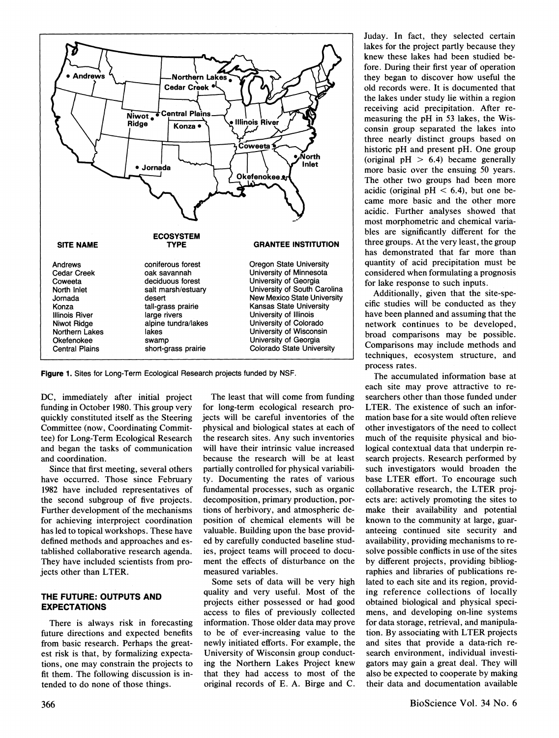| SITE NAME | ECOSYSTEM TYPE | GRANTEE INSTITUTION |
| --- | --- | --- |
| Andrews | coniferous forest | Oregon State University |
| Cedar Creek | oak savannah | University of Minnesota |
| Coweeta | deciduous forest | University of Georgia |
| North Inlet | salt marsh/estuary | University of South Carolina |
| Jornada | desert | New Mexico State University |
| Konza | tall-grass prairie | Kansas State University |
| Illinois River | large rivers | University of Illinois |
| Niwot Ridge | alpine tundra/lakes | University of Colorado |
| Northern Lakes | lakes | University of Wisconsin |
| Okefenokee | swamp | University of Georgia |
| Central Plains | short-grass prairie | Colorado State University |

**Figure 1.** Sites for Long-Term Ecological Research projects funded by NSF.

DC, immediately after initial project funding in October 1980. This group very quickly constituted itself as the Steering Committee (now, Coordinating Committee) for Long-Term Ecological Research and began the tasks of communication and coordination.

Since that first meeting, several others have occurred. Those since February 1982 have included representatives of the second subgroup of five projects. Further development of the mechanisms for achieving interproject coordination has led to topical workshops. These have defined methods and approaches and established collaborative research agenda. They have included scientists from projects other than LTER.

## THE FUTURE: OUTPUTS AND EXPECTATIONS

There is always risk in forecasting future directions and expected benefits from basic research. Perhaps the greatest risk is that, by formalizing expectations, one may constrain the projects to fit them. The following discussion is intended to do none of those things.

The least that will come from funding for long-term ecological research projects will be careful inventories of the physical and biological states at each of the research sites. Any such inventories will have their intrinsic value increased because the research will be at least partially controlled for physical variability. Documenting the rates of various fundamental processes, such as organic decomposition, primary production, portions of herbivory, and atmospheric deposition of chemical elements will be valuable. Building upon the base provided by carefully conducted baseline studies, project teams will proceed to document the effects of disturbance on the measured variables.

Some sets of data will be very high quality and very useful. Most of the projects either possessed or had good access to files of previously collected information. Those older data may prove to be of ever-increasing value to the newly initiated efforts. For example, the University of Wisconsin group conducting the Northern Lakes Project knew that they had access to most of the original records of E. A. Birge and C. Juday. In fact, they selected certain lakes for the project partly because they knew these lakes had been studied before. During their first year of operation they began to discover how useful the old records were. It is documented that the lakes under study lie within a region receiving acid precipitation. After remeasuring the pH in 53 lakes, the Wisconsin group separated the lakes into three nearly distinct groups based on historic pH and present pH. One group (original pH $> 6.4$) became generally more basic over the ensuing 50 years. The other two groups had been more acidic (original pH $< 6.4$), but one became more basic and the other more acidic. Further analyses showed that most morphometric and chemical variables are significantly different for the three groups. At the very least, the group has demonstrated that far more than quantity of acid precipitation must be considered when formulating a prognosis for lake response to such inputs.

Additionally, given that the site-specific studies will be conducted as they have been planned and assuming that the network continues to be developed, broad comparisons may be possible. Comparisons may include methods and techniques, ecosystem structure, and process rates.

The accumulated information base at each site may prove attractive to researchers other than those funded under LTER. The existence of such an information base for a site would often relieve other investigators of the need to collect much of the requisite physical and biological contextual data that underpin research projects. Research performed by such investigators would broaden the base LTER effort. To encourage such collaborative research, the LTER projects are: actively promoting the sites to make their availability and potential known to the community at large, guaranteeing continued site security and availability, providing mechanisms to resolve possible conflicts in use of the sites by different projects, providing bibliographies and libraries of publications related to each site and its region, providing reference collections of locally obtained biological and physical specimens, and developing on-line systems for data storage, retrieval, and manipulation. By associating with LTER projects and sites that provide a data-rich research environment, individual investigators may gain a great deal. They will also be expected to cooperate by making their data and documentation available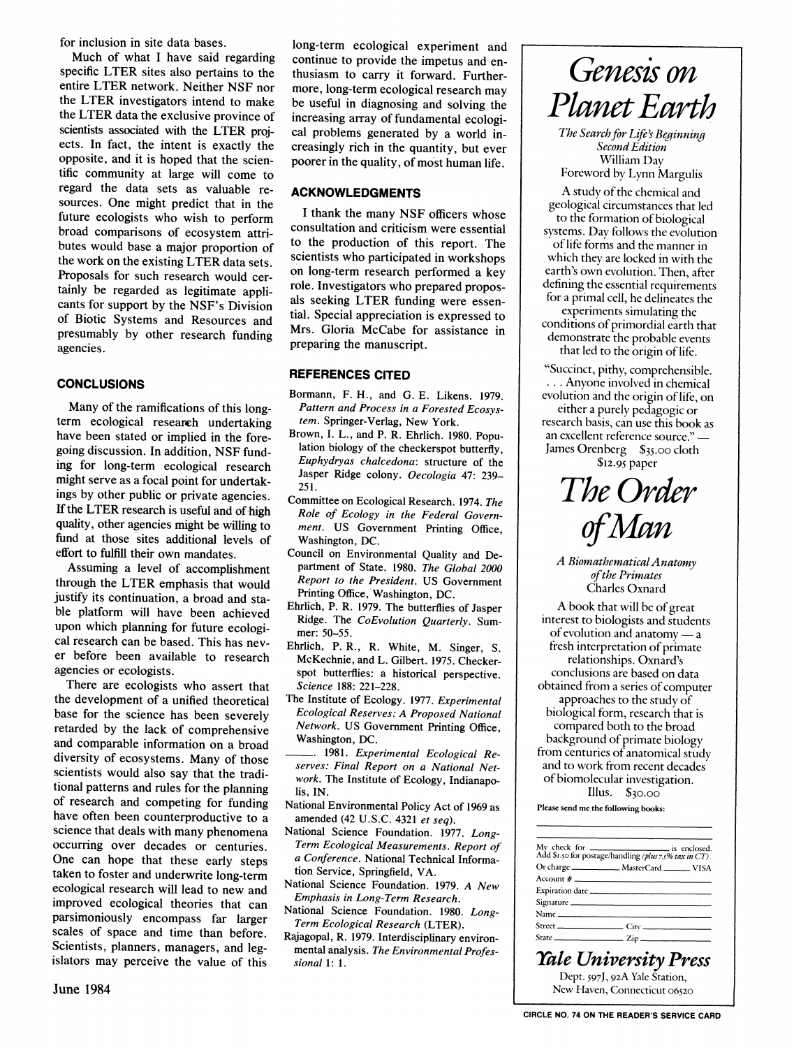for inclusion in site data bases.

Much of what I have said regarding specific LTER sites also pertains to the entire LTER network. Neither NSF nor the LTER investigators intend to make the LTER data the exclusive province of scientists associated with the LTER projects. In fact, the intent is exactly the opposite, and it is hoped that the scientific community at large will come to regard the data sets as valuable resources. One might predict that in the future ecologists who wish to perform broad comparisons of ecosystem attributes would base a major proportion of the work on the existing LTER data sets. Proposals for such research would certainly be regarded as legitimate applicants for support by the NSF's Division of Biotic Systems and Resources and presumably by other research funding agencies.

## CONCLUSIONS

Many of the ramifications of this long-term ecological research undertaking have been stated or implied in the foregoing discussion. In addition, NSF funding for long-term ecological research might serve as a focal point for undertakings by other public or private agencies. If the LTER research is useful and of high quality, other agencies might be willing to fund at those sites additional levels of effort to fulfill their own mandates.

Assuming a level of accomplishment through the LTER emphasis that would justify its continuation, a broad and stable platform will have been achieved upon which planning for future ecological research can be based. This has never before been available to research agencies or ecologists.

There are ecologists who assert that the development of a unified theoretical base for the science has been severely retarded by the lack of comprehensive and comparable information on a broad diversity of ecosystems. Many of those scientists would also say that the traditional patterns and rules for the planning of research and competing for funding have often been counterproductive to a science that deals with many phenomena occurring over decades or centuries. One can hope that these early steps taken to foster and underwrite long-term ecological research will lead to new and improved ecological theories that can parsimoniously encompass far larger scales of space and time than before. Scientists, planners, managers, and legislators may perceive the value of this long-term ecological experiment and continue to provide the impetus and enthusiasm to carry it forward. Furthermore, long-term ecological research may be useful in diagnosing and solving the increasing array of fundamental ecological problems generated by a world increasingly rich in the quantity, but ever poorer in the quality, of most human life.

## ACKNOWLEDGMENTS

I thank the many NSF officers whose consultation and criticism were essential to the production of this report. The scientists who participated in workshops on long-term research performed a key role. Investigators who prepared proposals seeking LTER funding were essential. Special appreciation is expressed to Mrs. Gloria McCabe for assistance in preparing the manuscript.

## REFERENCES CITED

Bormann, F. H., and G. E. Likens. 1979. *Pattern and Process in a Forested Ecosystem*. Springer-Verlag, New York.

Brown, I. L., and P. R. Ehrlich. 1980. Population biology of the checkerspot butterfly, *Euphydryas chalcedona*: structure of the Jasper Ridge colony. *Oecologia* 47: 239–251.

Committee on Ecological Research. 1974. *The Role of Ecology in the Federal Government*. US Government Printing Office, Washington, DC.

Council on Environmental Quality and Department of State. 1980. *The Global 2000 Report to the President*. US Government Printing Office, Washington, DC.

Ehrlich, P. R. 1979. The butterflies of Jasper Ridge. The *CoEvolution Quarterly*. Summer: 50–55.

Ehrlich, P. R., R. White, M. Singer, S. McKechnie, and L. Gilbert. 1975. Checkerspot butterflies: a historical perspective. *Science* 188: 221–228.

The Institute of Ecology. 1977. *Experimental Ecological Reserves: A Proposed National Network*. US Government Printing Office, Washington, DC.

———. 1981. *Experimental Ecological Reserves: Final Report on a National Network*. The Institute of Ecology, Indianapolis, IN.

National Environmental Policy Act of 1969 as amended (42 U.S.C. 4321 *et seq*).

National Science Foundation. 1977. *Long-Term Ecological Measurements. Report of a Conference*. National Technical Information Service, Springfield, VA.

National Science Foundation. 1979. *A New Emphasis in Long-Term Research*.

National Science Foundation. 1980. *Long-Term Ecological Research* (LTER).

Rajagopal, R. 1979. Interdisciplinary environmental analysis. *The Environmental Professional* 1: 1.

# *Genesis on Planet Earth*

*The Search for Life's Beginning*
*Second Edition*
William Day
Foreword by Lynn Margulis

A study of the chemical and geological circumstances that led to the formation of biological systems. Day follows the evolution of life forms and the manner in which they are locked in with the earth's own evolution. Then, after defining the essential requirements for a primal cell, he delineates the experiments simulating the conditions of primordial earth that demonstrate the probable events that led to the origin of life.

"Succinct, pithy, comprehensible. . . . Anyone involved in chemical evolution and the origin of life, on either a purely pedagogic or research basis, can use this book as an excellent reference source." — James Orenberg $35.00 cloth $12.95 paper

# *The Order of Man*

*A Biomathematical Anatomy of the Primates*
Charles Oxnard

A book that will be of great interest to biologists and students of evolution and anatomy — a fresh interpretation of primate relationships. Oxnard's conclusions are based on data obtained from a series of computer approaches to the study of biological form, research that is compared both to the broad background of primate biology from centuries of anatomical study and to work from recent decades of biomolecular investigation.
Illus. $30.00

**Please send me the following books:**

\_\_\_\_\_\_\_\_\_\_\_\_\_\_\_\_\_\_\_\_

\_\_\_\_\_\_\_\_\_\_\_\_\_\_\_\_\_\_\_\_

My check for \_\_\_\_\_\_\_\_ is enclosed.
Add $1.50 for postage/handling *(plus 7.5% tax in CT)*.
Or charge \_\_\_\_\_\_ MasterCard \_\_\_\_\_\_ VISA
Account # \_\_\_\_\_\_\_\_
Expiration date \_\_\_\_\_\_\_\_
Signature \_\_\_\_\_\_\_\_
Name \_\_\_\_\_\_\_\_
Street \_\_\_\_\_\_\_\_ City \_\_\_\_\_\_\_\_
State \_\_\_\_\_\_\_\_ Zip \_\_\_\_\_\_\_\_

**Yale University Press**
Dept. 597J, 92A Yale Station,
New Haven, Connecticut 06520

CIRCLE NO. 74 ON THE READER'S SERVICE CARD